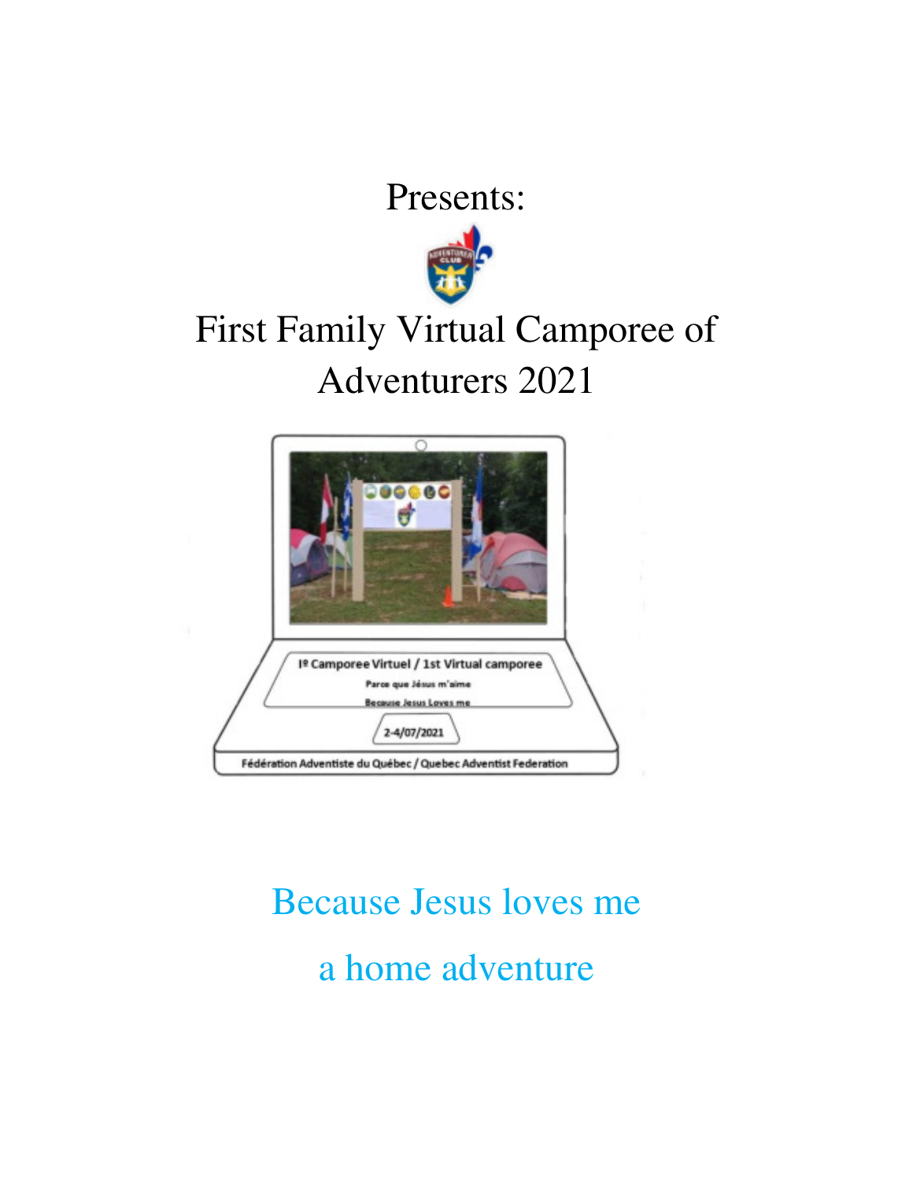Presents:

# First Family Virtual Camporee of Adventurers 2021

1º Camporee Virtuel / 1st Virtual camporee

Parce que Jésus m'aime

Because Jesus Loves me

2-4/07/2021

Fédération Adventiste du Québec / Quebec Adventist Federation

Because Jesus loves me

a home adventure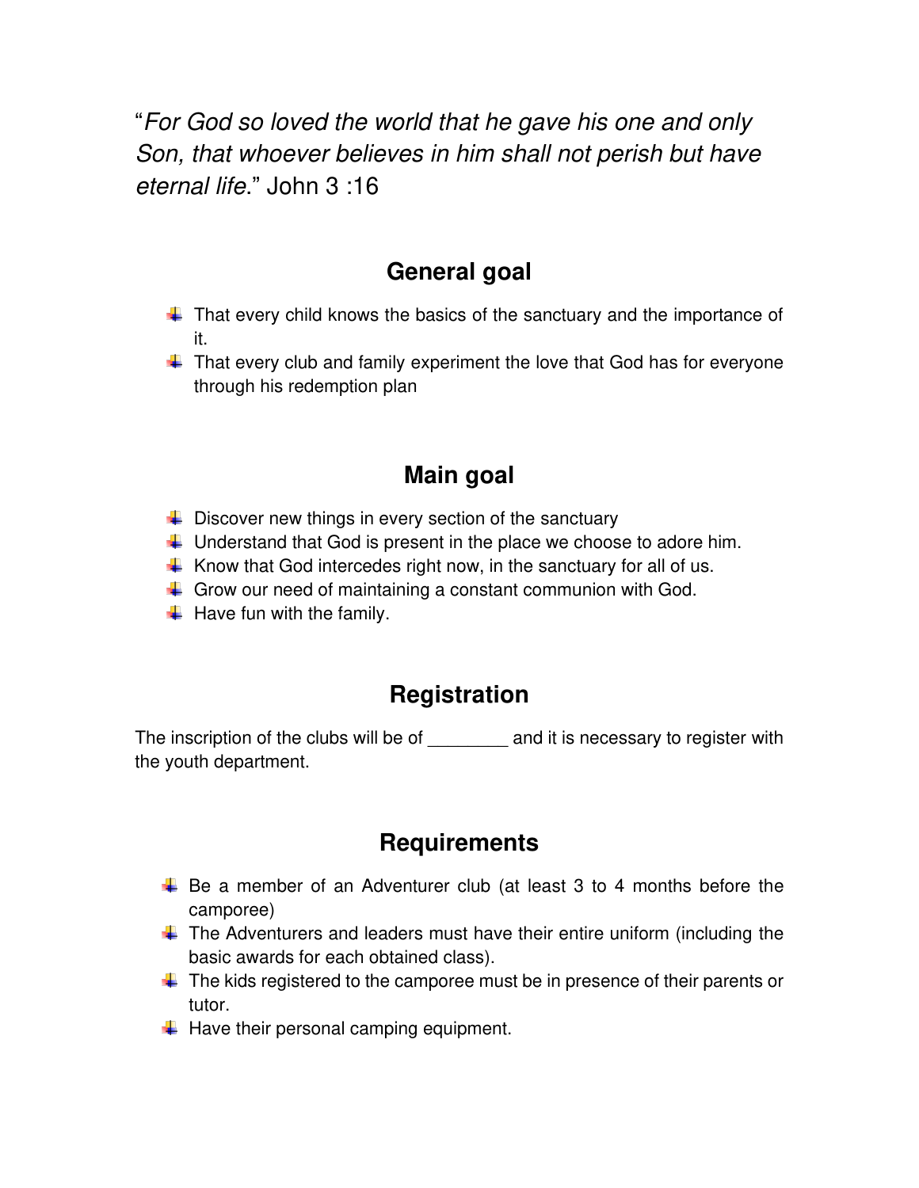"*For God so loved the world that he gave his one and only Son, that whoever believes in him shall not perish but have eternal life*." John 3 :16

## General goal

- That every child knows the basics of the sanctuary and the importance of it.
- That every club and family experiment the love that God has for everyone through his redemption plan

## Main goal

- Discover new things in every section of the sanctuary
- Understand that God is present in the place we choose to adore him.
- Know that God intercedes right now, in the sanctuary for all of us.
- Grow our need of maintaining a constant communion with God.
- Have fun with the family.

## Registration

The inscription of the clubs will be of ________ and it is necessary to register with the youth department.

## Requirements

- Be a member of an Adventurer club (at least 3 to 4 months before the camporee)
- The Adventurers and leaders must have their entire uniform (including the basic awards for each obtained class).
- The kids registered to the camporee must be in presence of their parents or tutor.
- Have their personal camping equipment.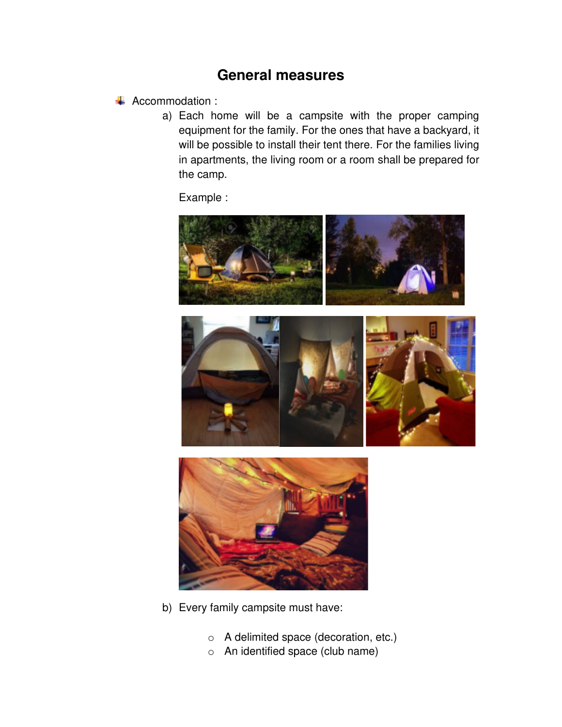## General measures

- Accommodation :

  a) Each home will be a campsite with the proper camping equipment for the family. For the ones that have a backyard, it will be possible to install their tent there. For the families living in apartments, the living room or a room shall be prepared for the camp.

     Example :

  b) Every family campsite must have:

     - A delimited space (decoration, etc.)
     - An identified space (club name)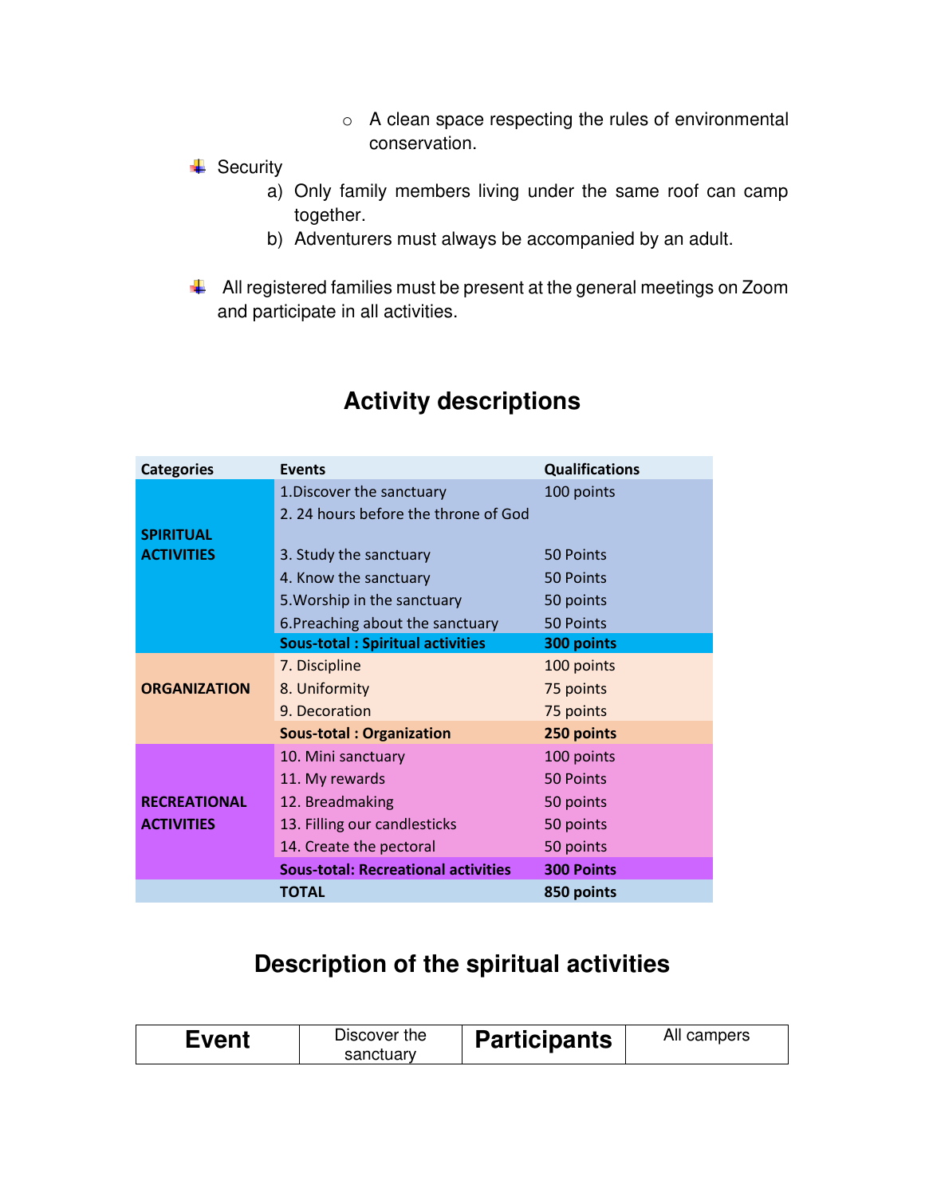- A clean space respecting the rules of environmental conservation.

- Security
  a) Only family members living under the same roof can camp together.
  b) Adventurers must always be accompanied by an adult.

- All registered families must be present at the general meetings on Zoom and participate in all activities.

## Activity descriptions

| Categories | Events | Qualifications |
|---|---|---|
| SPIRITUAL ACTIVITIES | 1.Discover the sanctuary | 100 points |
| | 2. 24 hours before the throne of God | |
| | 3. Study the sanctuary | 50 Points |
| | 4. Know the sanctuary | 50 Points |
| | 5.Worship in the sanctuary | 50 points |
| | 6.Preaching about the sanctuary | 50 Points |
| | **Sous-total : Spiritual activities** | **300 points** |
| ORGANIZATION | 7. Discipline | 100 points |
| | 8. Uniformity | 75 points |
| | 9. Decoration | 75 points |
| | **Sous-total : Organization** | **250 points** |
| RECREATIONAL ACTIVITIES | 10. Mini sanctuary | 100 points |
| | 11. My rewards | 50 Points |
| | 12. Breadmaking | 50 points |
| | 13. Filling our candlesticks | 50 points |
| | 14. Create the pectoral | 50 points |
| | **Sous-total: Recreational activities** | **300 Points** |
| | **TOTAL** | **850 points** |

## Description of the spiritual activities

| **Event** | Discover the sanctuary | **Participants** | All campers |
|---|---|---|---|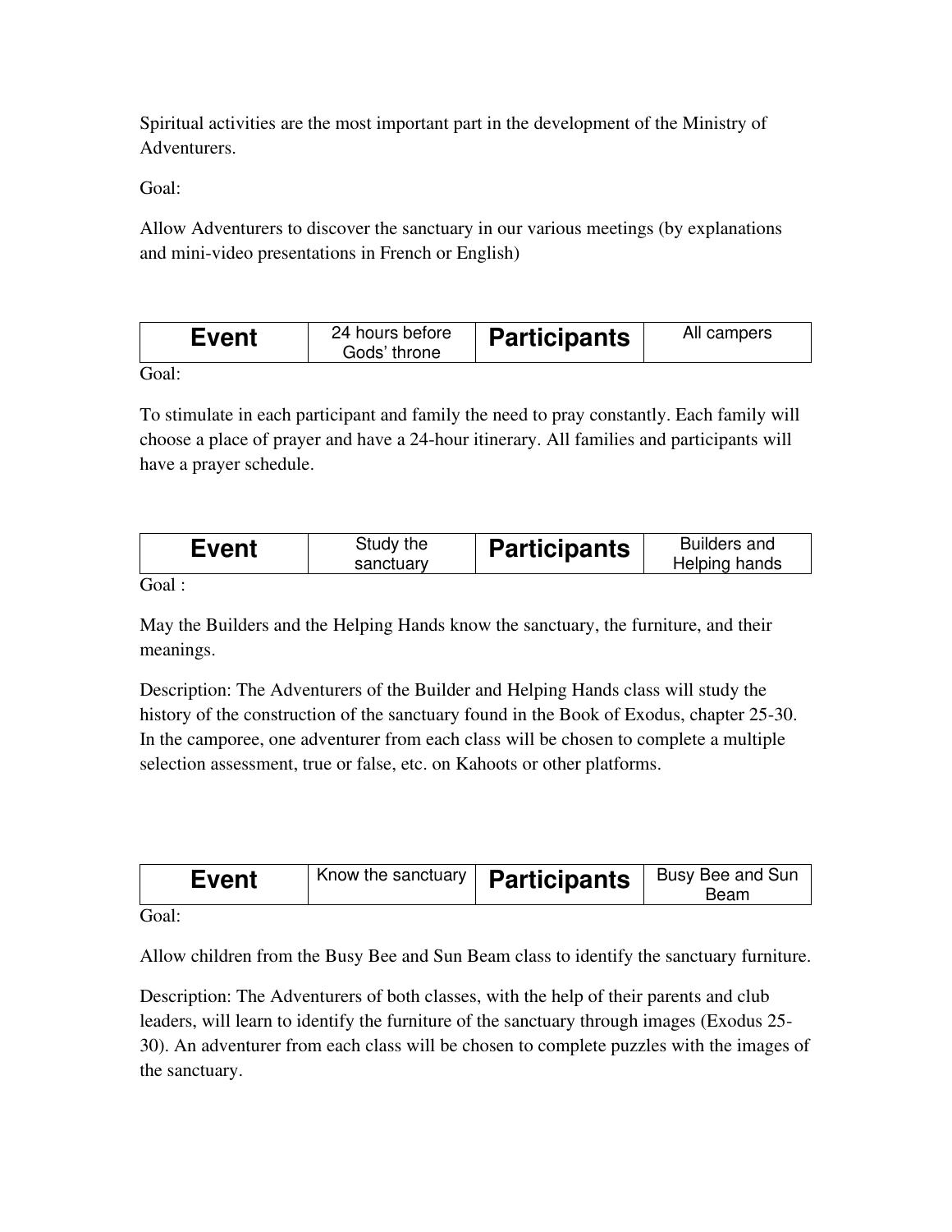Spiritual activities are the most important part in the development of the Ministry of Adventurers.

Goal:

Allow Adventurers to discover the sanctuary in our various meetings (by explanations and mini-video presentations in French or English)

| **Event** | 24 hours before Gods' throne | **Participants** | All campers |
|---|---|---|---|

Goal:

To stimulate in each participant and family the need to pray constantly. Each family will choose a place of prayer and have a 24-hour itinerary. All families and participants will have a prayer schedule.

| **Event** | Study the sanctuary | **Participants** | Builders and Helping hands |
|---|---|---|---|

Goal :

May the Builders and the Helping Hands know the sanctuary, the furniture, and their meanings.

Description: The Adventurers of the Builder and Helping Hands class will study the history of the construction of the sanctuary found in the Book of Exodus, chapter 25-30. In the camporee, one adventurer from each class will be chosen to complete a multiple selection assessment, true or false, etc. on Kahoots or other platforms.

| **Event** | Know the sanctuary | **Participants** | Busy Bee and Sun Beam |
|---|---|---|---|

Goal:

Allow children from the Busy Bee and Sun Beam class to identify the sanctuary furniture.

Description: The Adventurers of both classes, with the help of their parents and club leaders, will learn to identify the furniture of the sanctuary through images (Exodus 25-30). An adventurer from each class will be chosen to complete puzzles with the images of the sanctuary.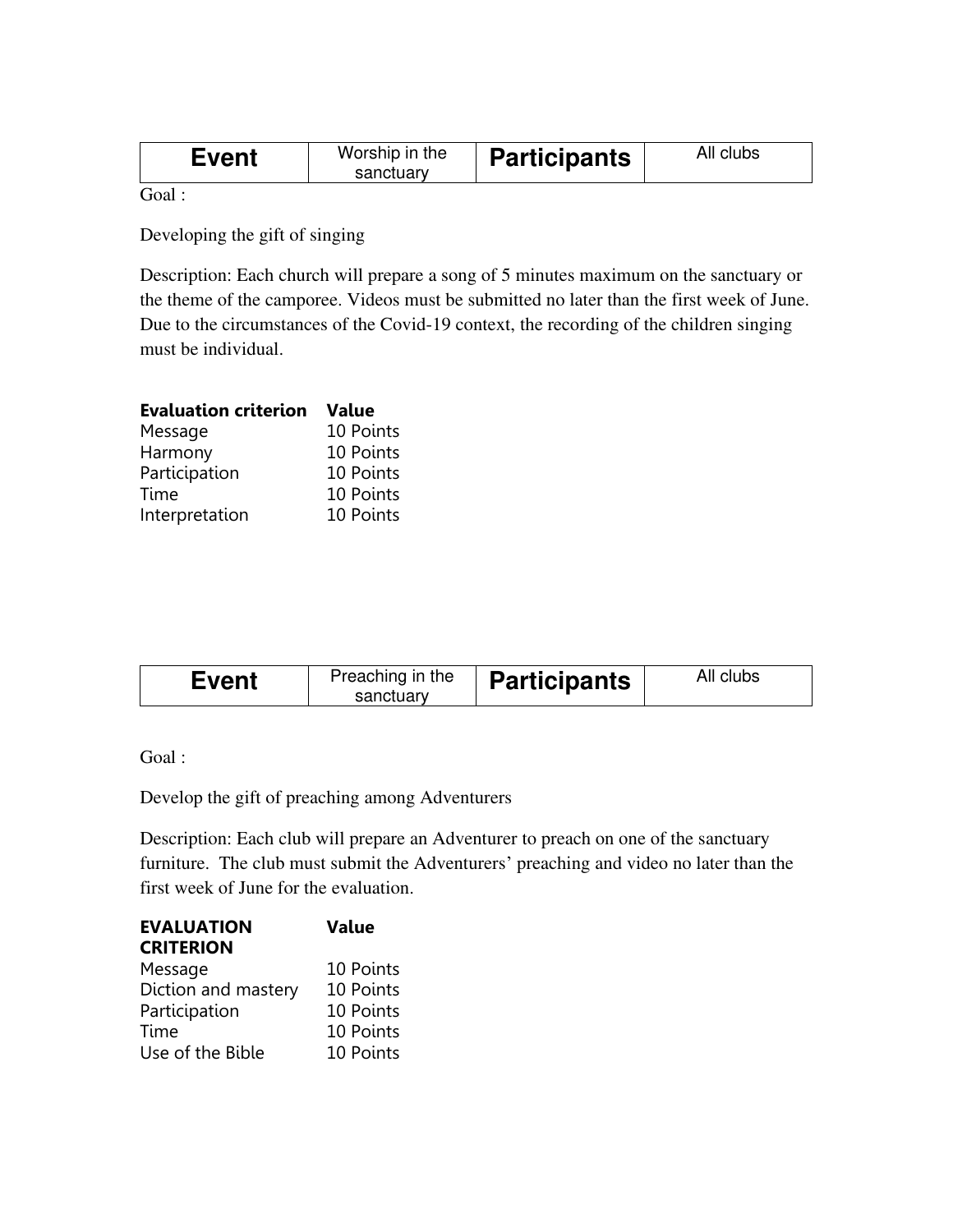| **Event** | Worship in the sanctuary | **Participants** | All clubs |
|---|---|---|---|

Goal :

Developing the gift of singing

Description: Each church will prepare a song of 5 minutes maximum on the sanctuary or the theme of the camporee. Videos must be submitted no later than the first week of June. Due to the circumstances of the Covid-19 context, the recording of the children singing must be individual.

| **Evaluation criterion** | **Value** |
|---|---|
| Message | 10 Points |
| Harmony | 10 Points |
| Participation | 10 Points |
| Time | 10 Points |
| Interpretation | 10 Points |

| **Event** | Preaching in the sanctuary | **Participants** | All clubs |
|---|---|---|---|

Goal :

Develop the gift of preaching among Adventurers

Description: Each club will prepare an Adventurer to preach on one of the sanctuary furniture. The club must submit the Adventurers' preaching and video no later than the first week of June for the evaluation.

| **EVALUATION CRITERION** | **Value** |
|---|---|
| Message | 10 Points |
| Diction and mastery | 10 Points |
| Participation | 10 Points |
| Time | 10 Points |
| Use of the Bible | 10 Points |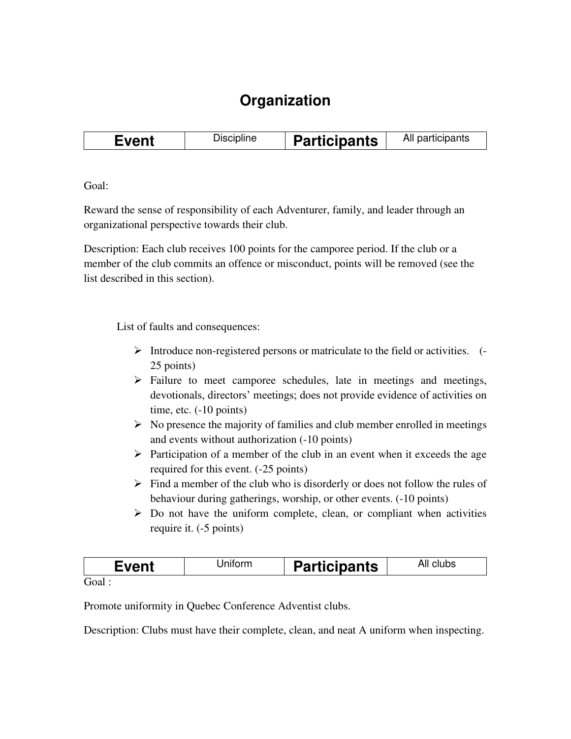# Organization

| **Event** | Discipline | **Participants** | All participants |
|---|---|---|---|

Goal:

Reward the sense of responsibility of each Adventurer, family, and leader through an organizational perspective towards their club.

Description: Each club receives 100 points for the camporee period. If the club or a member of the club commits an offence or misconduct, points will be removed (see the list described in this section).

List of faults and consequences:

- Introduce non-registered persons or matriculate to the field or activities. (-25 points)
- Failure to meet camporee schedules, late in meetings and meetings, devotionals, directors' meetings; does not provide evidence of activities on time, etc. (-10 points)
- No presence the majority of families and club member enrolled in meetings and events without authorization (-10 points)
- Participation of a member of the club in an event when it exceeds the age required for this event. (-25 points)
- Find a member of the club who is disorderly or does not follow the rules of behaviour during gatherings, worship, or other events. (-10 points)
- Do not have the uniform complete, clean, or compliant when activities require it. (-5 points)

| **Event** | Uniform | **Participants** | All clubs |
|---|---|---|---|

Goal :

Promote uniformity in Quebec Conference Adventist clubs.

Description: Clubs must have their complete, clean, and neat A uniform when inspecting.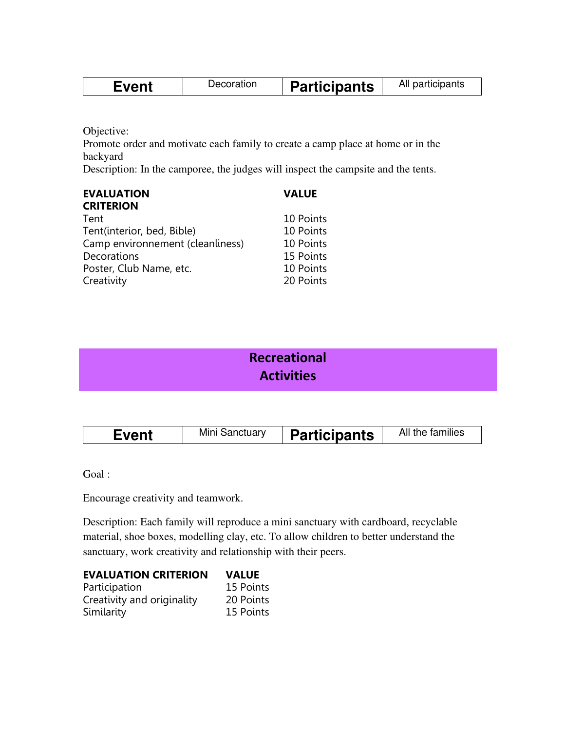| **Event** | Decoration | **Participants** | All participants |
|---|---|---|---|

Objective:
Promote order and motivate each family to create a camp place at home or in the backyard
Description: In the camporee, the judges will inspect the campsite and the tents.

| **EVALUATION CRITERION** | **VALUE** |
|---|---|
| Tent | 10 Points |
| Tent(interior, bed, Bible) | 10 Points |
| Camp environnement (cleanliness) | 10 Points |
| Decorations | 15 Points |
| Poster, Club Name, etc. | 10 Points |
| Creativity | 20 Points |

## Recreational Activities

| **Event** | Mini Sanctuary | **Participants** | All the families |
|---|---|---|---|

Goal :

Encourage creativity and teamwork.

Description: Each family will reproduce a mini sanctuary with cardboard, recyclable material, shoe boxes, modelling clay, etc. To allow children to better understand the sanctuary, work creativity and relationship with their peers.

| **EVALUATION CRITERION** | **VALUE** |
|---|---|
| Participation | 15 Points |
| Creativity and originality | 20 Points |
| Similarity | 15 Points |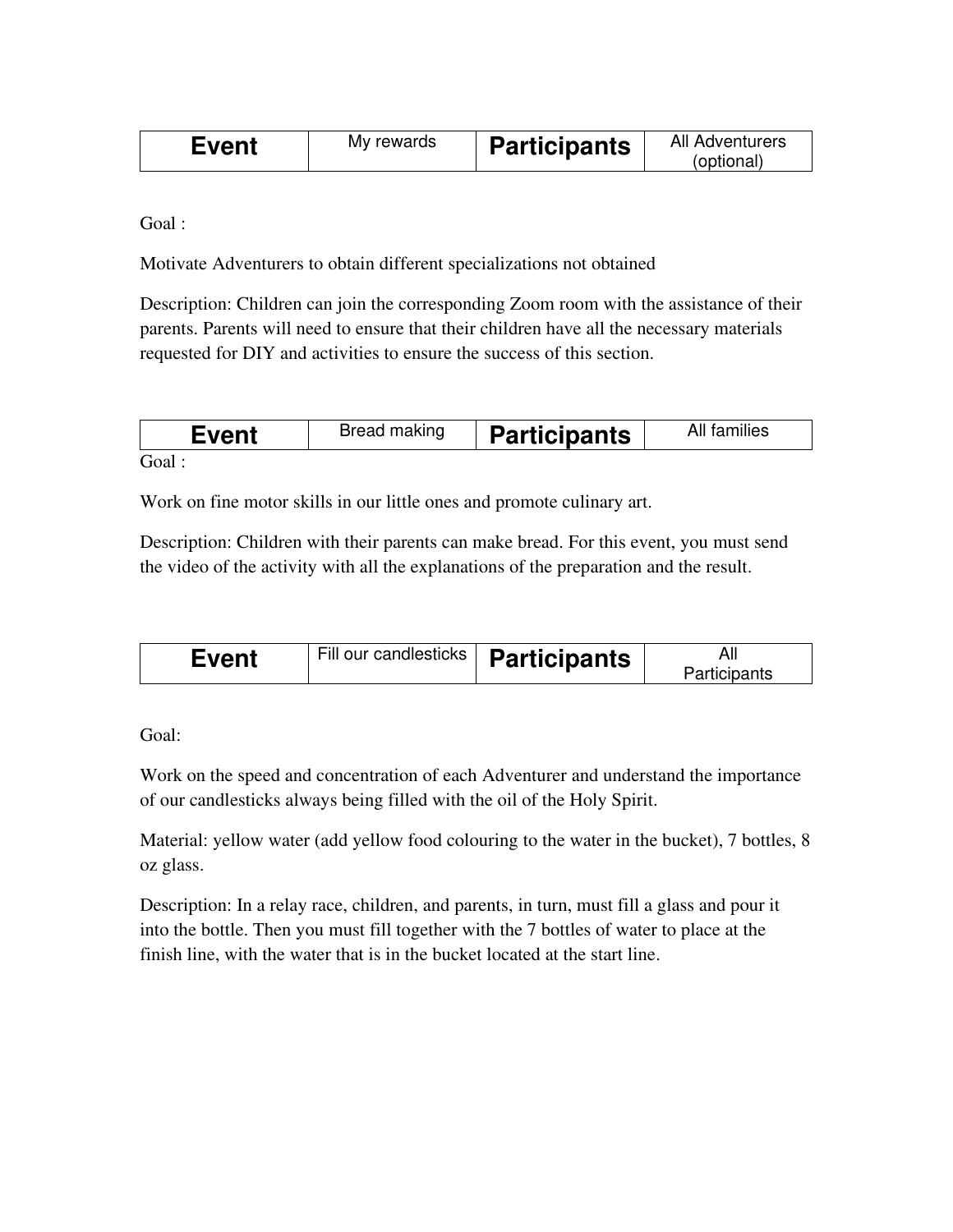| Event | My rewards | Participants | All Adventurers (optional) |
|---|---|---|---|

Goal :

Motivate Adventurers to obtain different specializations not obtained

Description: Children can join the corresponding Zoom room with the assistance of their parents. Parents will need to ensure that their children have all the necessary materials requested for DIY and activities to ensure the success of this section.

| Event | Bread making | Participants | All families |
|---|---|---|---|

Goal :

Work on fine motor skills in our little ones and promote culinary art.

Description: Children with their parents can make bread. For this event, you must send the video of the activity with all the explanations of the preparation and the result.

| Event | Fill our candlesticks | Participants | All Participants |
|---|---|---|---|

Goal:

Work on the speed and concentration of each Adventurer and understand the importance of our candlesticks always being filled with the oil of the Holy Spirit.

Material: yellow water (add yellow food colouring to the water in the bucket), 7 bottles, 8 oz glass.

Description: In a relay race, children, and parents, in turn, must fill a glass and pour it into the bottle. Then you must fill together with the 7 bottles of water to place at the finish line, with the water that is in the bucket located at the start line.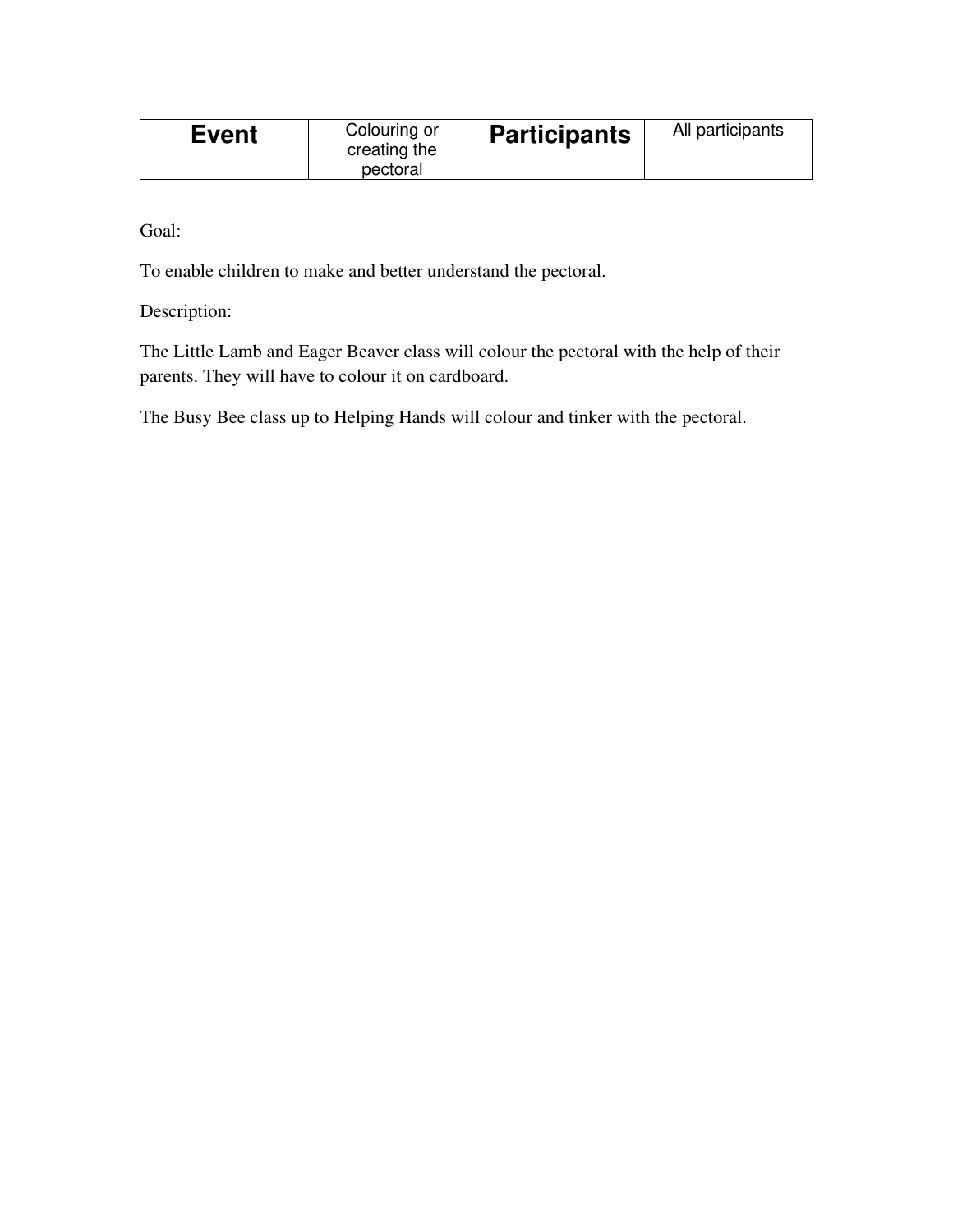| | | | |
|---|---|---|---|
| **Event** | Colouring or creating the pectoral | **Participants** | All participants |

Goal:

To enable children to make and better understand the pectoral.

Description:

The Little Lamb and Eager Beaver class will colour the pectoral with the help of their parents. They will have to colour it on cardboard.

The Busy Bee class up to Helping Hands will colour and tinker with the pectoral.